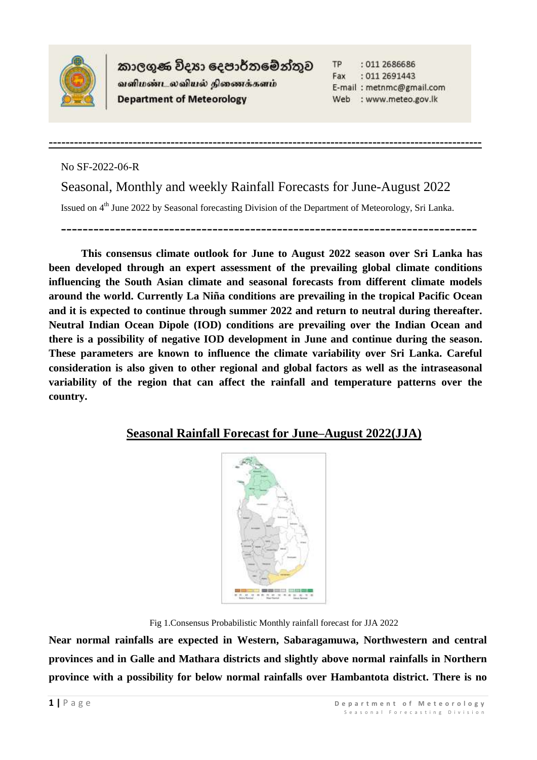කාලගුණ විද්‍යා දෙපාර්තමේන්තුව
வளிமண்டலவியல் திணைக்களம்
**Department of Meteorology**

TP : 011 2686686
Fax : 011 2691443
E-mail : metnmc@gmail.com
Web : www.meteo.gov.lk

No SF-2022-06-R

# Seasonal, Monthly and weekly Rainfall Forecasts for June-August 2022

Issued on 4[th] June 2022 by Seasonal forecasting Division of the Department of Meteorology, Sri Lanka.

**This consensus climate outlook for June to August 2022 season over Sri Lanka has been developed through an expert assessment of the prevailing global climate conditions influencing the South Asian climate and seasonal forecasts from different climate models around the world. Currently La Niña conditions are prevailing in the tropical Pacific Ocean and it is expected to continue through summer 2022 and return to neutral during thereafter. Neutral Indian Ocean Dipole (IOD) conditions are prevailing over the Indian Ocean and there is a possibility of negative IOD development in June and continue during the season. These parameters are known to influence the climate variability over Sri Lanka. Careful consideration is also given to other regional and global factors as well as the intraseasonal variability of the region that can affect the rainfall and temperature patterns over the country.**

## Seasonal Rainfall Forecast for June–August 2022(JJA)

Fig 1.Consensus Probabilistic Monthly rainfall forecast for JJA 2022

**Near normal rainfalls are expected in Western, Sabaragamuwa, Northwestern and central provinces and in Galle and Mathara districts and slightly above normal rainfalls in Northern province with a possibility for below normal rainfalls over Hambantota district. There is no**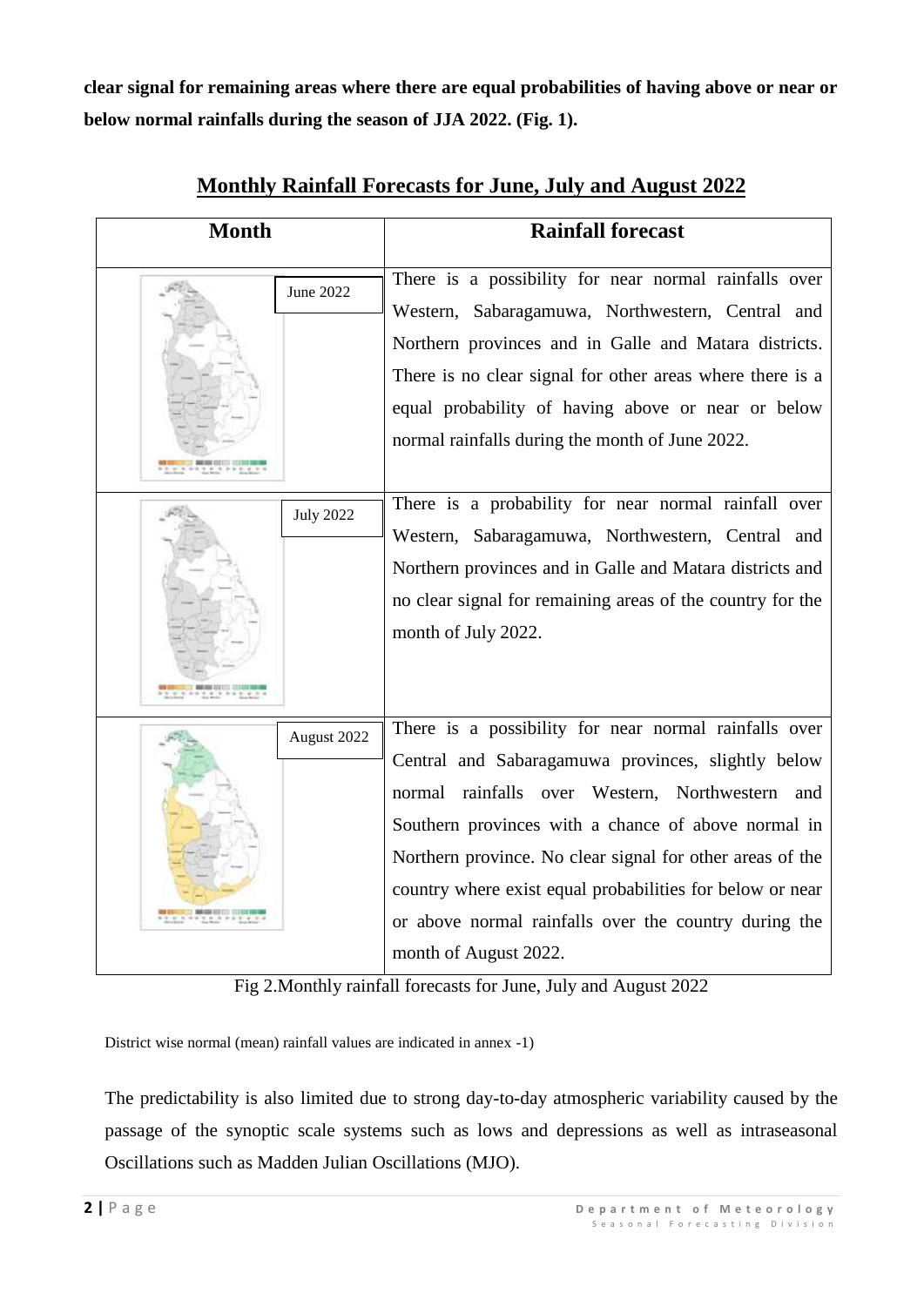**clear signal for remaining areas where there are equal probabilities of having above or near or below normal rainfalls during the season of JJA 2022. (Fig. 1).**

## Monthly Rainfall Forecasts for June, July and August 2022

| Month | Rainfall forecast |
|---|---|
| June 2022 | There is a possibility for near normal rainfalls over Western, Sabaragamuwa, Northwestern, Central and Northern provinces and in Galle and Matara districts. There is no clear signal for other areas where there is a equal probability of having above or near or below normal rainfalls during the month of June 2022. |
| July 2022 | There is a probability for near normal rainfall over Western, Sabaragamuwa, Northwestern, Central and Northern provinces and in Galle and Matara districts and no clear signal for remaining areas of the country for the month of July 2022. |
| August 2022 | There is a possibility for near normal rainfalls over Central and Sabaragamuwa provinces, slightly below normal rainfalls over Western, Northwestern and Southern provinces with a chance of above normal in Northern province. No clear signal for other areas of the country where exist equal probabilities for below or near or above normal rainfalls over the country during the month of August 2022. |

Fig 2.Monthly rainfall forecasts for June, July and August 2022

District wise normal (mean) rainfall values are indicated in annex -1)

The predictability is also limited due to strong day-to-day atmospheric variability caused by the passage of the synoptic scale systems such as lows and depressions as well as intraseasonal Oscillations such as Madden Julian Oscillations (MJO).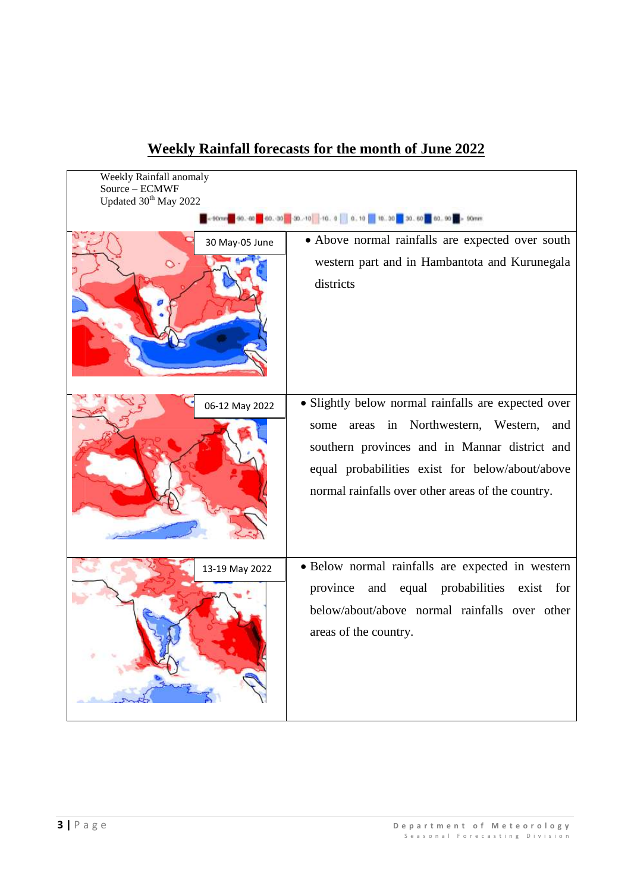## Weekly Rainfall forecasts for the month of June 2022

Weekly Rainfall anomaly
Source – ECMWF
Updated 30th May 2022

| Period | Forecast |
| --- | --- |
| 30 May-05 June | • Above normal rainfalls are expected over south western part and in Hambantota and Kurunegala districts |
| 06-12 May 2022 | • Slightly below normal rainfalls are expected over some areas in Northwestern, Western, and southern provinces and in Mannar district and equal probabilities exist for below/about/above normal rainfalls over other areas of the country. |
| 13-19 May 2022 | • Below normal rainfalls are expected in western province and equal probabilities exist for below/about/above normal rainfalls over other areas of the country. |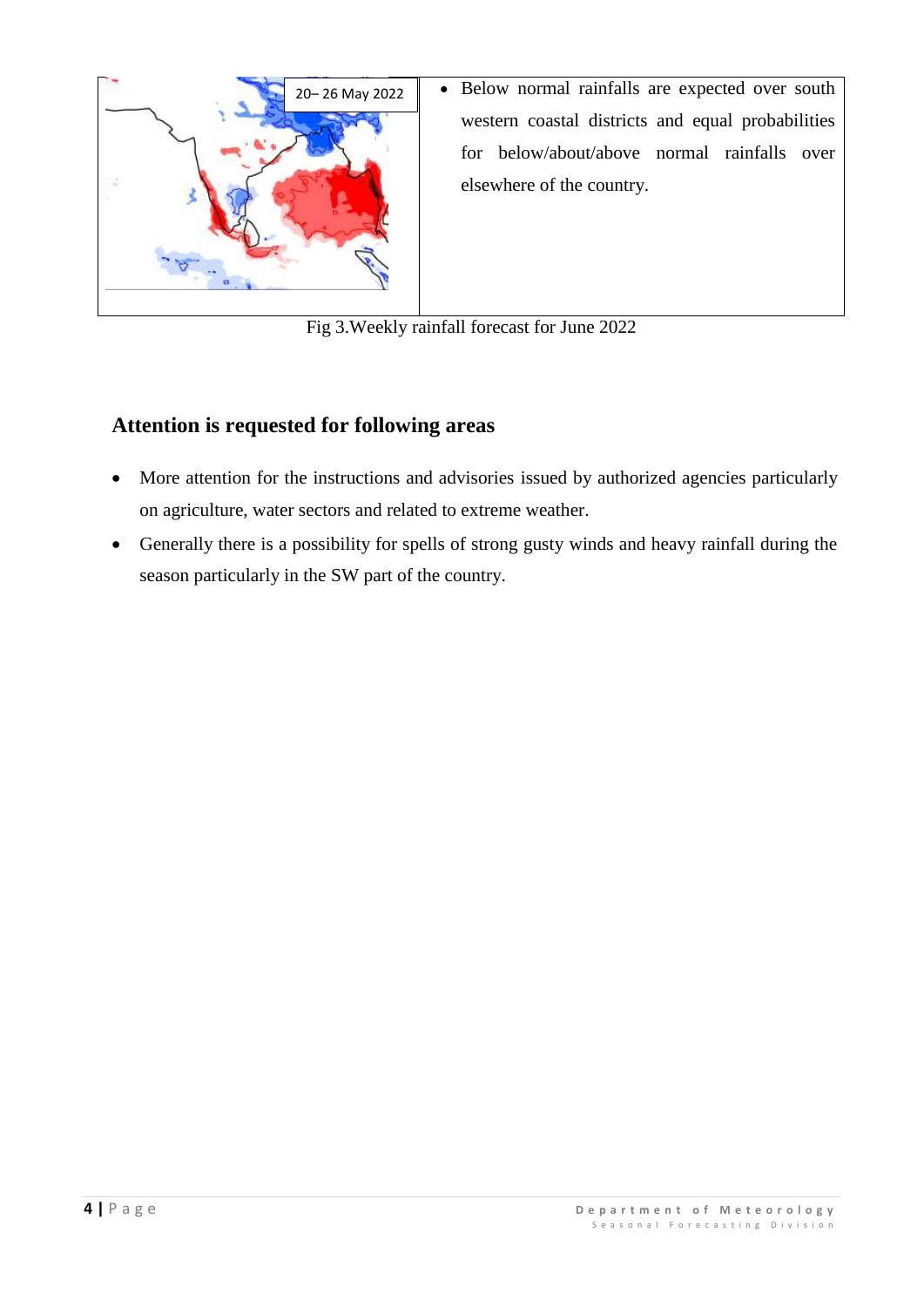| 20– 26 May 2022 | • Below normal rainfalls are expected over south western coastal districts and equal probabilities for below/about/above normal rainfalls over elsewhere of the country. |
| --- | --- |

Fig 3.Weekly rainfall forecast for June 2022

### Attention is requested for following areas

- More attention for the instructions and advisories issued by authorized agencies particularly on agriculture, water sectors and related to extreme weather.
- Generally there is a possibility for spells of strong gusty winds and heavy rainfall during the season particularly in the SW part of the country.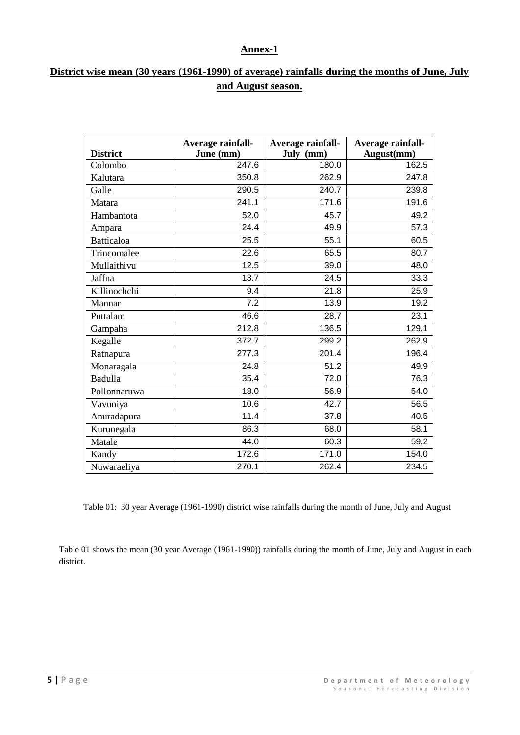## Annex-1

## District wise mean (30 years (1961-1990) of average) rainfalls during the months of June, July and August season.

| District | Average rainfall-June (mm) | Average rainfall-July (mm) | Average rainfall-August(mm) |
|---|---|---|---|
| Colombo | 247.6 | 180.0 | 162.5 |
| Kalutara | 350.8 | 262.9 | 247.8 |
| Galle | 290.5 | 240.7 | 239.8 |
| Matara | 241.1 | 171.6 | 191.6 |
| Hambantota | 52.0 | 45.7 | 49.2 |
| Ampara | 24.4 | 49.9 | 57.3 |
| Batticaloa | 25.5 | 55.1 | 60.5 |
| Trincomalee | 22.6 | 65.5 | 80.7 |
| Mullaithivu | 12.5 | 39.0 | 48.0 |
| Jaffna | 13.7 | 24.5 | 33.3 |
| Killinochchi | 9.4 | 21.8 | 25.9 |
| Mannar | 7.2 | 13.9 | 19.2 |
| Puttalam | 46.6 | 28.7 | 23.1 |
| Gampaha | 212.8 | 136.5 | 129.1 |
| Kegalle | 372.7 | 299.2 | 262.9 |
| Ratnapura | 277.3 | 201.4 | 196.4 |
| Monaragala | 24.8 | 51.2 | 49.9 |
| Badulla | 35.4 | 72.0 | 76.3 |
| Pollonnaruwa | 18.0 | 56.9 | 54.0 |
| Vavuniya | 10.6 | 42.7 | 56.5 |
| Anuradapura | 11.4 | 37.8 | 40.5 |
| Kurunegala | 86.3 | 68.0 | 58.1 |
| Matale | 44.0 | 60.3 | 59.2 |
| Kandy | 172.6 | 171.0 | 154.0 |
| Nuwaraeliya | 270.1 | 262.4 | 234.5 |

Table 01: 30 year Average (1961-1990) district wise rainfalls during the month of June, July and August

Table 01 shows the mean (30 year Average (1961-1990)) rainfalls during the month of June, July and August in each district.